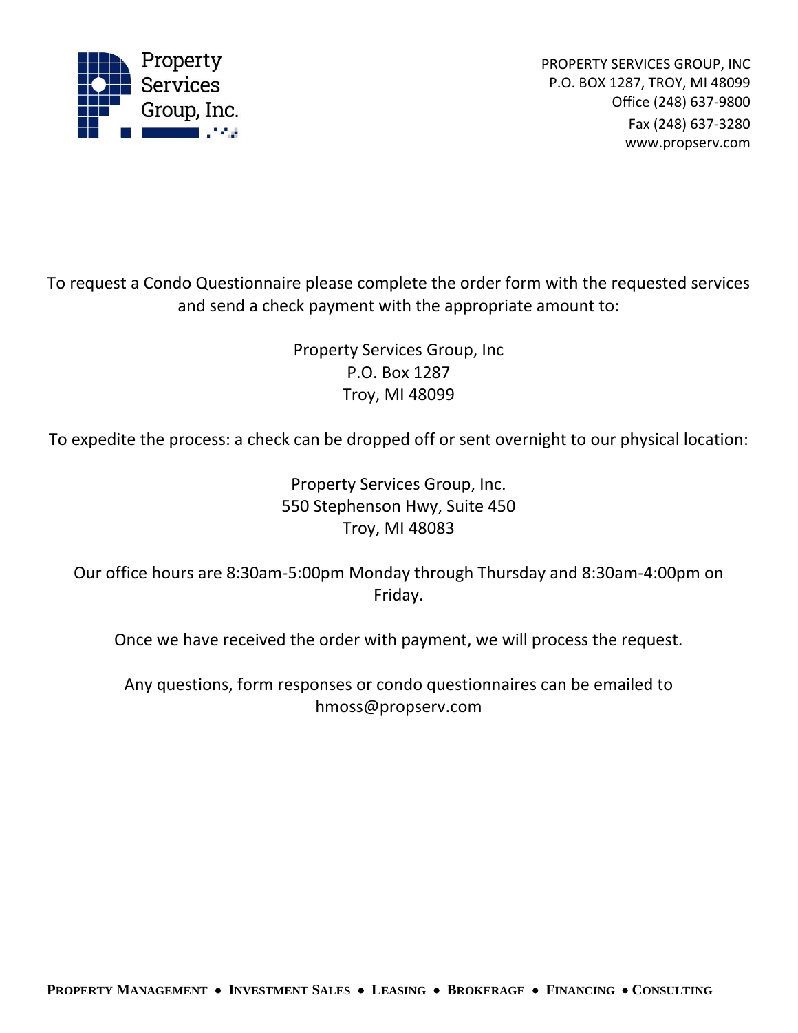Property Services Group, Inc.

PROPERTY SERVICES GROUP, INC
P.O. BOX 1287, TROY, MI 48099
Office (248) 637-9800
Fax (248) 637-3280
www.propserv.com

To request a Condo Questionnaire please complete the order form with the requested services and send a check payment with the appropriate amount to:

Property Services Group, Inc
P.O. Box 1287
Troy, MI 48099

To expedite the process: a check can be dropped off or sent overnight to our physical location:

Property Services Group, Inc.
550 Stephenson Hwy, Suite 450
Troy, MI 48083

Our office hours are 8:30am-5:00pm Monday through Thursday and 8:30am-4:00pm on Friday.

Once we have received the order with payment, we will process the request.

Any questions, form responses or condo questionnaires can be emailed to hmoss@propserv.com

PROPERTY MANAGEMENT • INVESTMENT SALES • LEASING • BROKERAGE • FINANCING • CONSULTING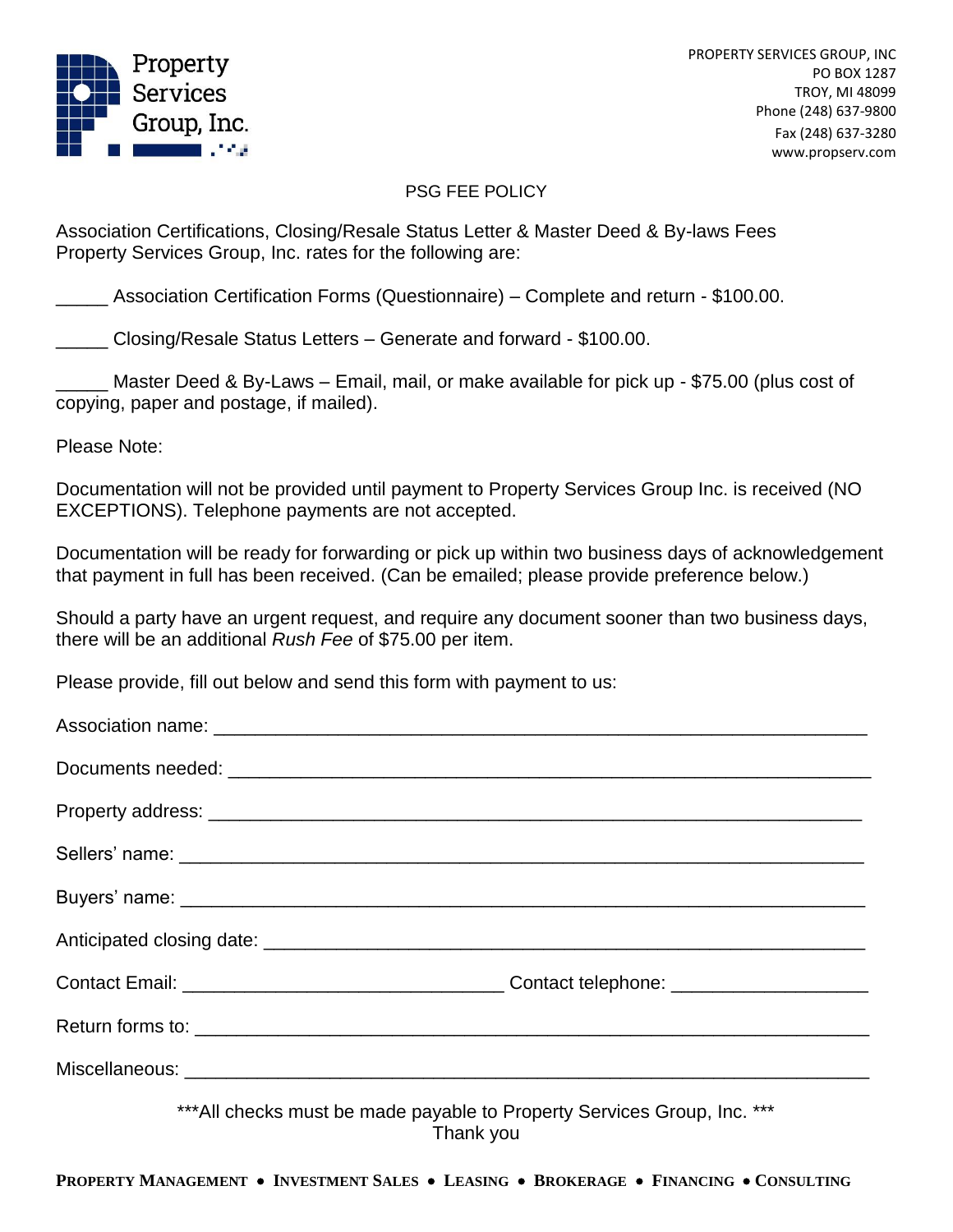PROPERTY SERVICES GROUP, INC
PO BOX 1287
TROY, MI 48099
Phone (248) 637-9800
Fax (248) 637-3280
www.propserv.com

# PSG FEE POLICY

Association Certifications, Closing/Resale Status Letter & Master Deed & By-laws Fees
Property Services Group, Inc. rates for the following are:

_____ Association Certification Forms (Questionnaire) – Complete and return - $100.00.

_____ Closing/Resale Status Letters – Generate and forward - $100.00.

_____ Master Deed & By-Laws – Email, mail, or make available for pick up - $75.00 (plus cost of copying, paper and postage, if mailed).

Please Note:

Documentation will not be provided until payment to Property Services Group Inc. is received (NO EXCEPTIONS). Telephone payments are not accepted.

Documentation will be ready for forwarding or pick up within two business days of acknowledgement that payment in full has been received. (Can be emailed; please provide preference below.)

Should a party have an urgent request, and require any document sooner than two business days, there will be an additional *Rush Fee* of $75.00 per item.

Please provide, fill out below and send this form with payment to us:

Association name: ________________________________________________________________

Documents needed: ________________________________________________________________

Property address: ________________________________________________________________

Sellers' name: ________________________________________________________________

Buyers' name: ________________________________________________________________

Anticipated closing date: ________________________________________________________________

Contact Email: _______________________________ Contact telephone: ___________________

Return forms to: ________________________________________________________________

Miscellaneous: ________________________________________________________________

***All checks must be made payable to Property Services Group, Inc. ***
Thank you

**PROPERTY MANAGEMENT • INVESTMENT SALES • LEASING • BROKERAGE • FINANCING • CONSULTING**